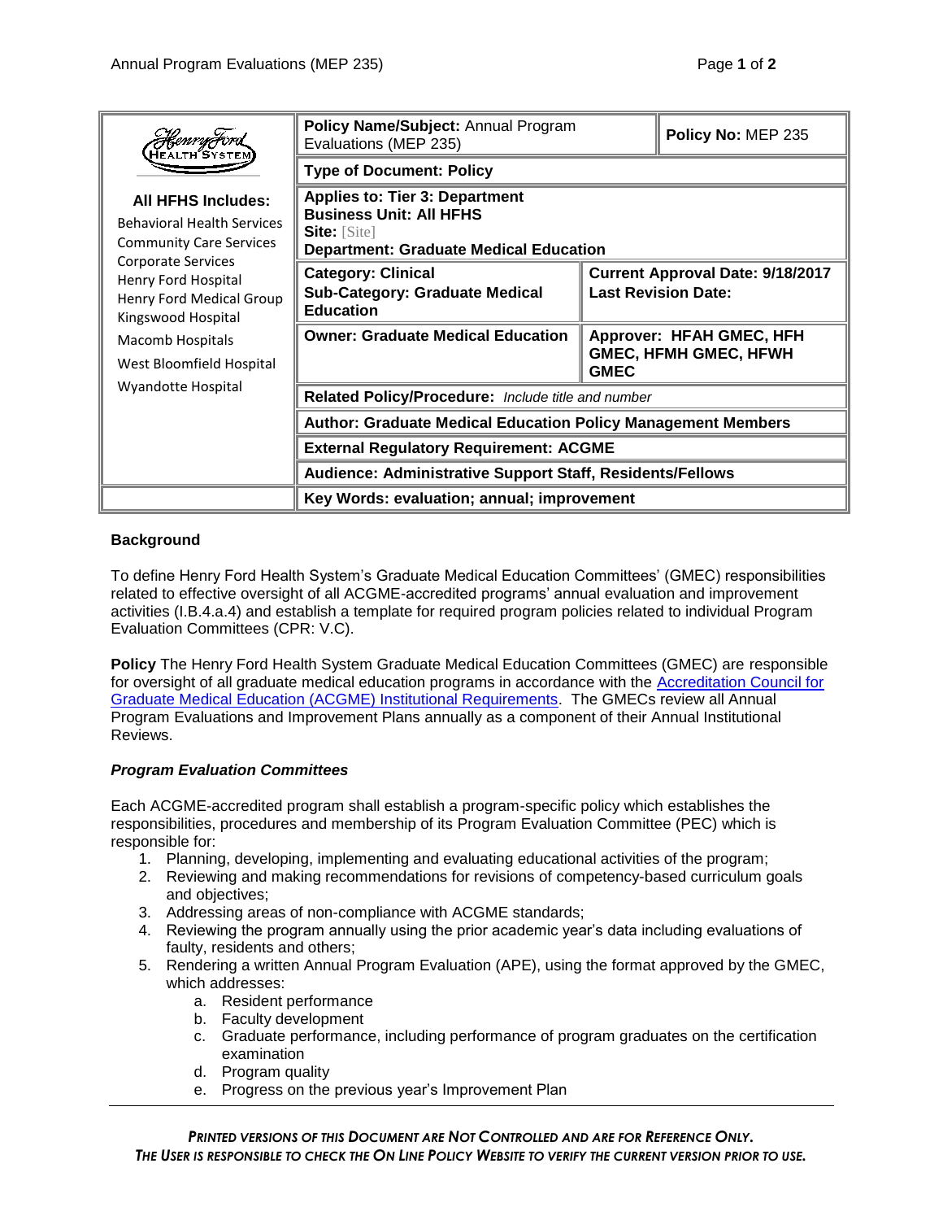| Henry Ford Health System | Policy Name/Subject: Annual Program Evaluations (MEP 235) | | Policy No: MEP 235 |
|---|---|---|---|
| | **Type of Document: Policy** | | |
| **All HFHS Includes:** Behavioral Health Services, Community Care Services, Corporate Services, Henry Ford Hospital, Henry Ford Medical Group, Kingswood Hospital, Macomb Hospitals, West Bloomfield Hospital, Wyandotte Hospital | **Applies to: Tier 3: Department** **Business Unit: All HFHS** **Site:** [Site] **Department: Graduate Medical Education** | | |
| | **Category: Clinical** **Sub-Category: Graduate Medical Education** | **Current Approval Date: 9/18/2017** **Last Revision Date:** | |
| | **Owner: Graduate Medical Education** | **Approver: HFAH GMEC, HFH GMEC, HFMH GMEC, HFWH GMEC** | |
| | **Related Policy/Procedure:** *Include title and number* | | |
| | **Author: Graduate Medical Education Policy Management Members** | | |
| | **External Regulatory Requirement: ACGME** | | |
| | **Audience: Administrative Support Staff, Residents/Fellows** | | |
| | **Key Words: evaluation; annual; improvement** | | |

**Background**

To define Henry Ford Health System's Graduate Medical Education Committees' (GMEC) responsibilities related to effective oversight of all ACGME-accredited programs' annual evaluation and improvement activities (I.B.4.a.4) and establish a template for required program policies related to individual Program Evaluation Committees (CPR: V.C).

**Policy** The Henry Ford Health System Graduate Medical Education Committees (GMEC) are responsible for oversight of all graduate medical education programs in accordance with the Accreditation Council for Graduate Medical Education (ACGME) Institutional Requirements. The GMECs review all Annual Program Evaluations and Improvement Plans annually as a component of their Annual Institutional Reviews.

***Program Evaluation Committees***

Each ACGME-accredited program shall establish a program-specific policy which establishes the responsibilities, procedures and membership of its Program Evaluation Committee (PEC) which is responsible for:

1. Planning, developing, implementing and evaluating educational activities of the program;
2. Reviewing and making recommendations for revisions of competency-based curriculum goals and objectives;
3. Addressing areas of non-compliance with ACGME standards;
4. Reviewing the program annually using the prior academic year's data including evaluations of faulty, residents and others;
5. Rendering a written Annual Program Evaluation (APE), using the format approved by the GMEC, which addresses:
   a. Resident performance
   b. Faculty development
   c. Graduate performance, including performance of program graduates on the certification examination
   d. Program quality
   e. Progress on the previous year's Improvement Plan

*PRINTED VERSIONS OF THIS DOCUMENT ARE NOT CONTROLLED AND ARE FOR REFERENCE ONLY. THE USER IS RESPONSIBLE TO CHECK THE ON LINE POLICY WEBSITE TO VERIFY THE CURRENT VERSION PRIOR TO USE.*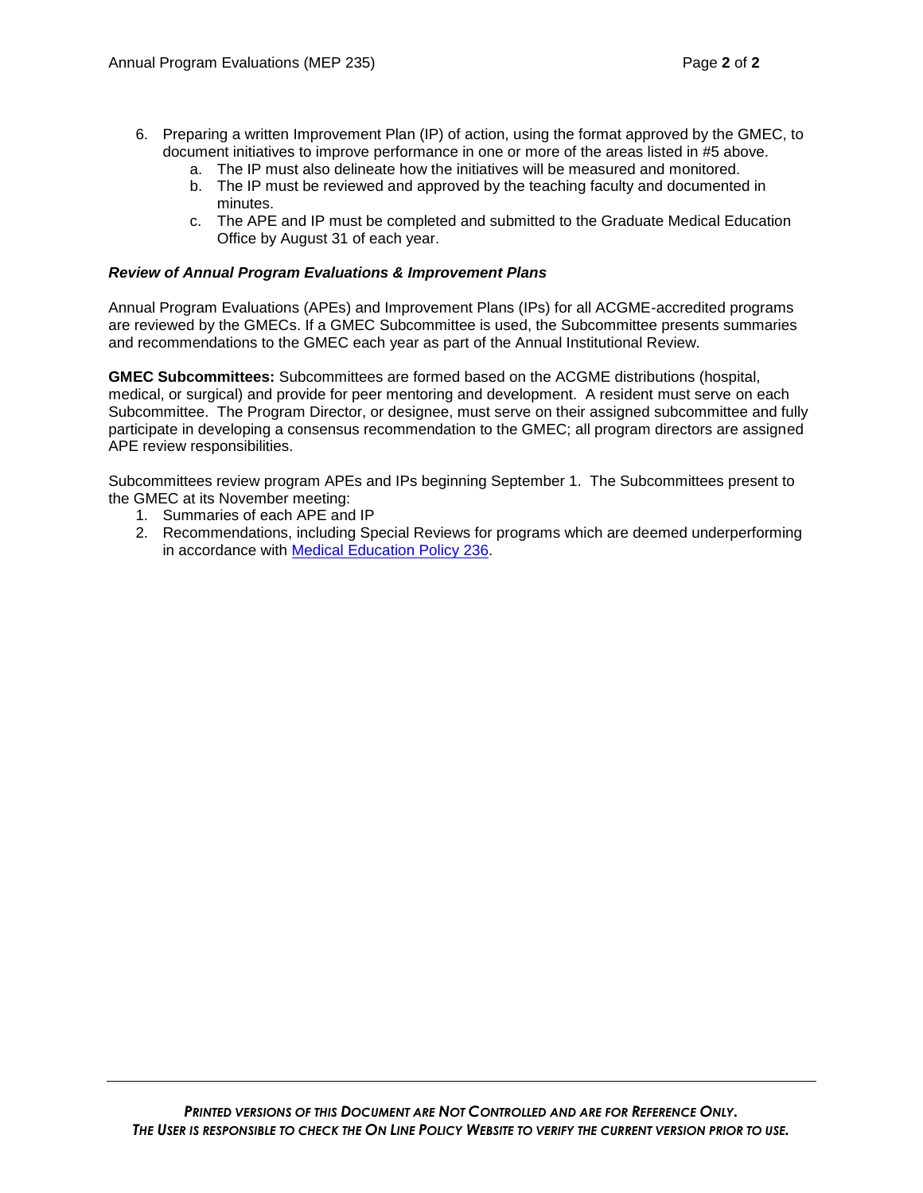6. Preparing a written Improvement Plan (IP) of action, using the format approved by the GMEC, to document initiatives to improve performance in one or more of the areas listed in #5 above.
    a. The IP must also delineate how the initiatives will be measured and monitored.
    b. The IP must be reviewed and approved by the teaching faculty and documented in minutes.
    c. The APE and IP must be completed and submitted to the Graduate Medical Education Office by August 31 of each year.

***Review of Annual Program Evaluations & Improvement Plans***

Annual Program Evaluations (APEs) and Improvement Plans (IPs) for all ACGME-accredited programs are reviewed by the GMECs. If a GMEC Subcommittee is used, the Subcommittee presents summaries and recommendations to the GMEC each year as part of the Annual Institutional Review.

**GMEC Subcommittees:** Subcommittees are formed based on the ACGME distributions (hospital, medical, or surgical) and provide for peer mentoring and development. A resident must serve on each Subcommittee. The Program Director, or designee, must serve on their assigned subcommittee and fully participate in developing a consensus recommendation to the GMEC; all program directors are assigned APE review responsibilities.

Subcommittees review program APEs and IPs beginning September 1. The Subcommittees present to the GMEC at its November meeting:

1. Summaries of each APE and IP
2. Recommendations, including Special Reviews for programs which are deemed underperforming in accordance with Medical Education Policy 236.

***Printed versions of this document are not controlled and are for reference only. The user is responsible to check the On Line Policy Website to verify the current version prior to use.***